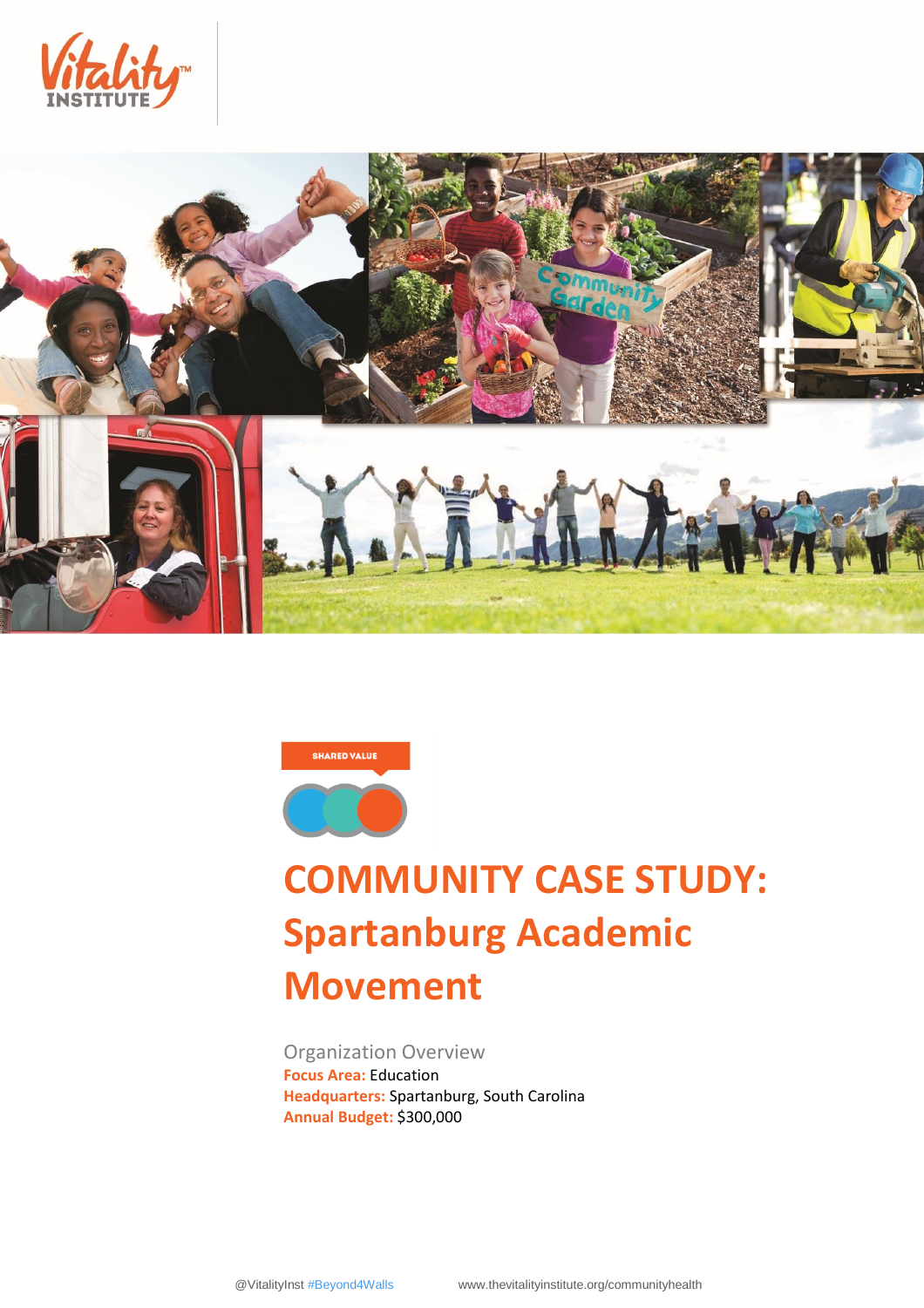SHARED VALUE

# COMMUNITY CASE STUDY: Spartanburg Academic Movement

Organization Overview

**Focus Area:** Education
**Headquarters:** Spartanburg, South Carolina
**Annual Budget:** $300,000

@VitalityInst #Beyond4Walls www.thevitalityinstitute.org/communityhealth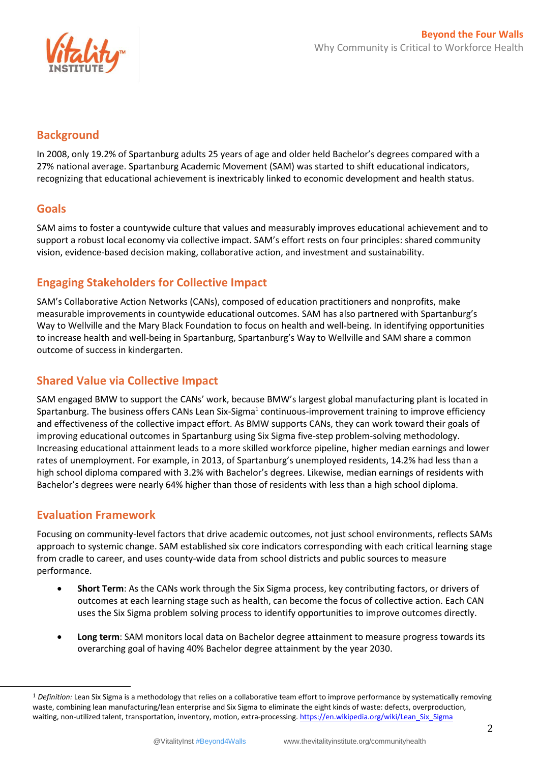## Background

In 2008, only 19.2% of Spartanburg adults 25 years of age and older held Bachelor's degrees compared with a 27% national average. Spartanburg Academic Movement (SAM) was started to shift educational indicators, recognizing that educational achievement is inextricably linked to economic development and health status.

## Goals

SAM aims to foster a countywide culture that values and measurably improves educational achievement and to support a robust local economy via collective impact. SAM's effort rests on four principles: shared community vision, evidence-based decision making, collaborative action, and investment and sustainability.

## Engaging Stakeholders for Collective Impact

SAM's Collaborative Action Networks (CANs), composed of education practitioners and nonprofits, make measurable improvements in countywide educational outcomes. SAM has also partnered with Spartanburg's Way to Wellville and the Mary Black Foundation to focus on health and well-being. In identifying opportunities to increase health and well-being in Spartanburg, Spartanburg's Way to Wellville and SAM share a common outcome of success in kindergarten.

## Shared Value via Collective Impact

SAM engaged BMW to support the CANs' work, because BMW's largest global manufacturing plant is located in Spartanburg. The business offers CANs Lean Six-Sigma[1] continuous-improvement training to improve efficiency and effectiveness of the collective impact effort. As BMW supports CANs, they can work toward their goals of improving educational outcomes in Spartanburg using Six Sigma five-step problem-solving methodology. Increasing educational attainment leads to a more skilled workforce pipeline, higher median earnings and lower rates of unemployment. For example, in 2013, of Spartanburg's unemployed residents, 14.2% had less than a high school diploma compared with 3.2% with Bachelor's degrees. Likewise, median earnings of residents with Bachelor's degrees were nearly 64% higher than those of residents with less than a high school diploma.

## Evaluation Framework

Focusing on community-level factors that drive academic outcomes, not just school environments, reflects SAMs approach to systemic change. SAM established six core indicators corresponding with each critical learning stage from cradle to career, and uses county-wide data from school districts and public sources to measure performance.

- **Short Term**: As the CANs work through the Six Sigma process, key contributing factors, or drivers of outcomes at each learning stage such as health, can become the focus of collective action. Each CAN uses the Six Sigma problem solving process to identify opportunities to improve outcomes directly.
- **Long term**: SAM monitors local data on Bachelor degree attainment to measure progress towards its overarching goal of having 40% Bachelor degree attainment by the year 2030.

---

[1] *Definition:* Lean Six Sigma is a methodology that relies on a collaborative team effort to improve performance by systematically removing waste, combining lean manufacturing/lean enterprise and Six Sigma to eliminate the eight kinds of waste: defects, overproduction, waiting, non-utilized talent, transportation, inventory, motion, extra-processing. https://en.wikipedia.org/wiki/Lean_Six_Sigma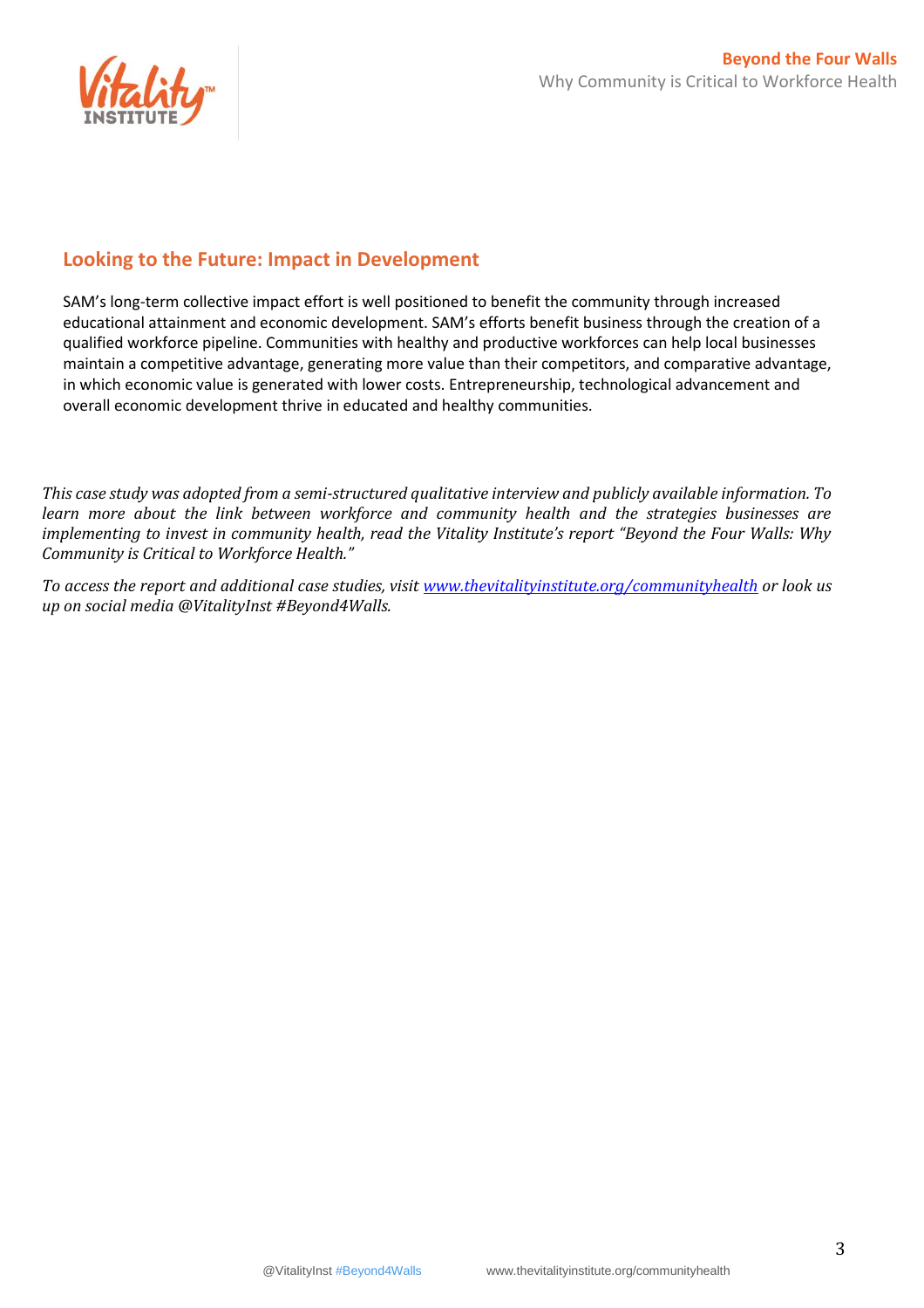## Looking to the Future: Impact in Development

SAM's long-term collective impact effort is well positioned to benefit the community through increased educational attainment and economic development. SAM's efforts benefit business through the creation of a qualified workforce pipeline. Communities with healthy and productive workforces can help local businesses maintain a competitive advantage, generating more value than their competitors, and comparative advantage, in which economic value is generated with lower costs. Entrepreneurship, technological advancement and overall economic development thrive in educated and healthy communities.

*This case study was adopted from a semi-structured qualitative interview and publicly available information. To learn more about the link between workforce and community health and the strategies businesses are implementing to invest in community health, read the Vitality Institute's report "Beyond the Four Walls: Why Community is Critical to Workforce Health."*

*To access the report and additional case studies, visit [www.thevitalityinstitute.org/communityhealth](http://www.thevitalityinstitute.org/communityhealth) or look us up on social media @VitalityInst #Beyond4Walls.*